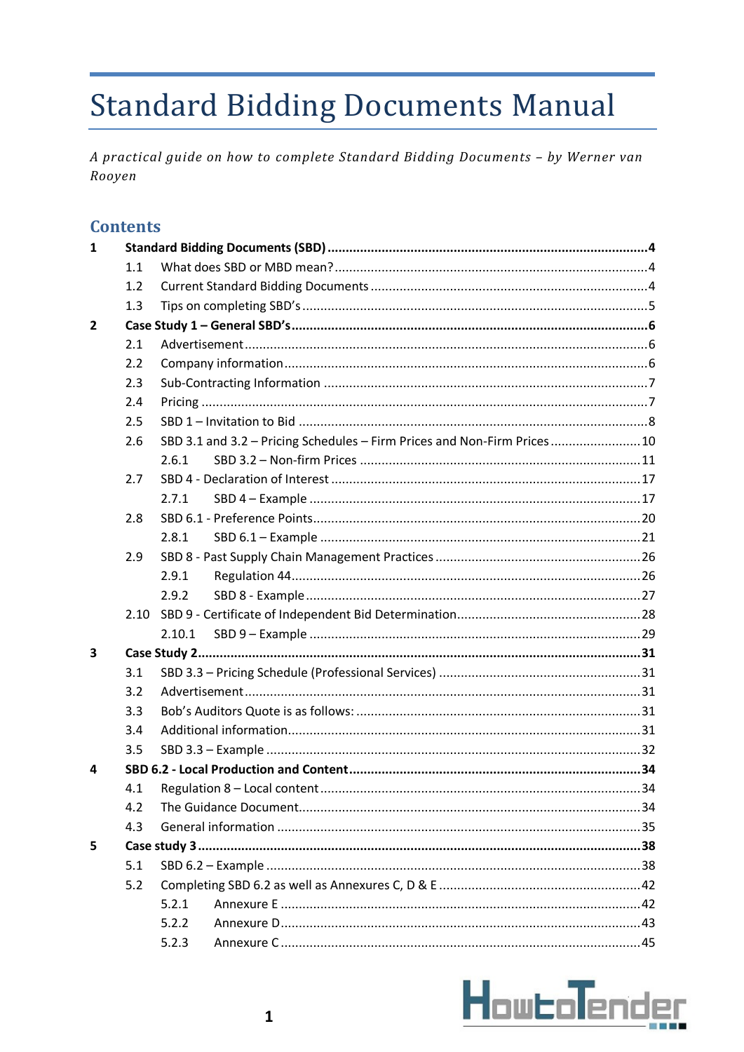# Standard Bidding Documents Manual

*A practical guide on how to complete Standard Bidding Documents – by Werner van Rooyen*

## Contents

**1 Standard Bidding Documents (SBD) ....................................................................................... 4**

- 1.1 What does SBD or MBD mean? ........................................................................................ 4
- 1.2 Current Standard Bidding Documents ............................................................................. 4
- 1.3 Tips on completing SBD's ................................................................................................. 5

**2 Case Study 1 – General SBD's ................................................................................................ 6**

- 2.1 Advertisement ................................................................................................................. 6
- 2.2 Company information ...................................................................................................... 6
- 2.3 Sub-Contracting Information ........................................................................................... 7
- 2.4 Pricing .............................................................................................................................. 7
- 2.5 SBD 1 – Invitation to Bid .................................................................................................. 8
- 2.6 SBD 3.1 and 3.2 – Pricing Schedules – Firm Prices and Non-Firm Prices ......................... 10
  - 2.6.1 SBD 3.2 – Non-firm Prices ....................................................................................... 11
- 2.7 SBD 4 - Declaration of Interest ....................................................................................... 17
  - 2.7.1 SBD 4 – Example ..................................................................................................... 17
- 2.8 SBD 6.1 - Preference Points ............................................................................................ 20
  - 2.8.1 SBD 6.1 – Example ................................................................................................... 21
- 2.9 SBD 8 - Past Supply Chain Management Practices ......................................................... 26
  - 2.9.1 Regulation 44 .......................................................................................................... 26
  - 2.9.2 SBD 8 - Example ...................................................................................................... 27
- 2.10 SBD 9 - Certificate of Independent Bid Determination ................................................... 28
  - 2.10.1 SBD 9 – Example ................................................................................................... 29

**3 Case Study 2 .......................................................................................................................... 31**

- 3.1 SBD 3.3 – Pricing Schedule (Professional Services) ........................................................ 31
- 3.2 Advertisement ................................................................................................................. 31
- 3.3 Bob's Auditors Quote is as follows: ................................................................................. 31
- 3.4 Additional information .................................................................................................... 31
- 3.5 SBD 3.3 – Example .......................................................................................................... 32

**4 SBD 6.2 - Local Production and Content ............................................................................... 34**

- 4.1 Regulation 8 – Local content ........................................................................................... 34
- 4.2 The Guidance Document ................................................................................................. 34
- 4.3 General information ........................................................................................................ 35

**5 Case study 3 ........................................................................................................................... 38**

- 5.1 SBD 6.2 – Example .......................................................................................................... 38
- 5.2 Completing SBD 6.2 as well as Annexures C, D & E ........................................................ 42
  - 5.2.1 Annexure E .............................................................................................................. 42
  - 5.2.2 Annexure D .............................................................................................................. 43
  - 5.2.3 Annexure C .............................................................................................................. 45

HowtoTender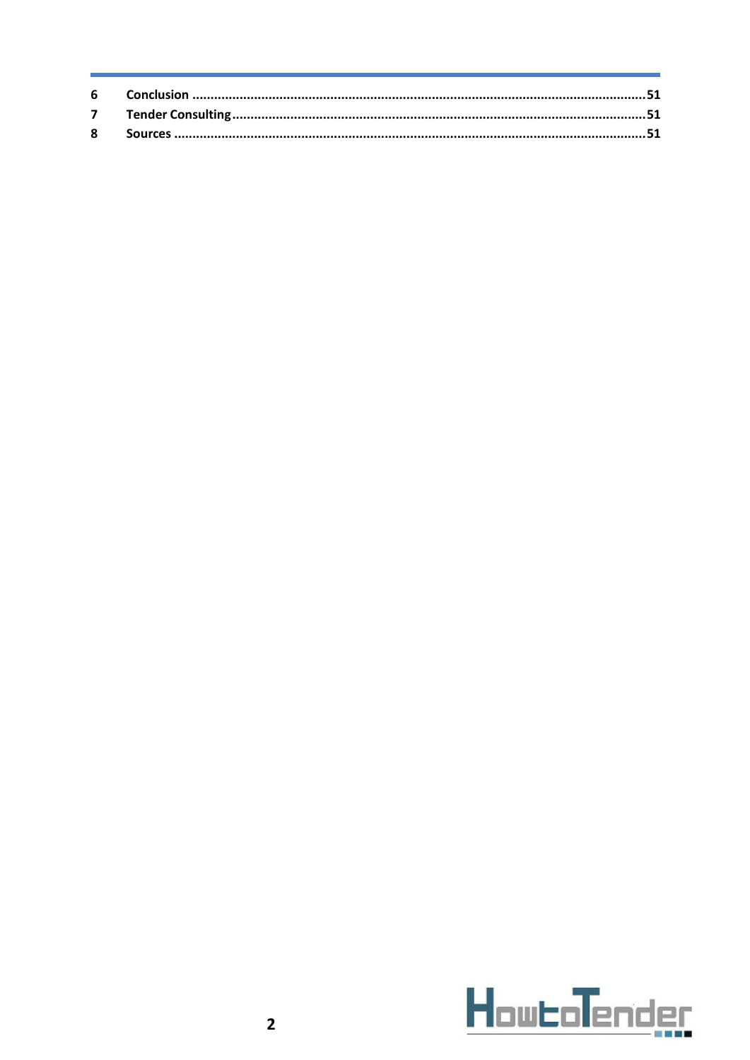6 Conclusion ............................................................................................................................51
7 Tender Consulting.................................................................................................................51
8 Sources .................................................................................................................................51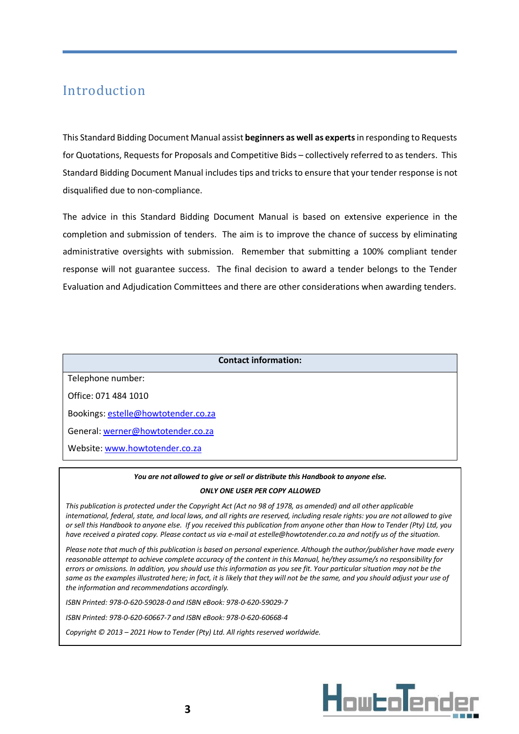# Introduction

This Standard Bidding Document Manual assist **beginners as well as experts** in responding to Requests for Quotations, Requests for Proposals and Competitive Bids – collectively referred to as tenders. This Standard Bidding Document Manual includes tips and tricks to ensure that your tender response is not disqualified due to non-compliance.

The advice in this Standard Bidding Document Manual is based on extensive experience in the completion and submission of tenders. The aim is to improve the chance of success by eliminating administrative oversights with submission. Remember that submitting a 100% compliant tender response will not guarantee success. The final decision to award a tender belongs to the Tender Evaluation and Adjudication Committees and there are other considerations when awarding tenders.

| **Contact information:** |
|---|
| Telephone number: |
| Office: 071 484 1010 |
| Bookings: estelle@howtotender.co.za |
| General: werner@howtotender.co.za |
| Website: www.howtotender.co.za |

***You are not allowed to give or sell or distribute this Handbook to anyone else.***

***ONLY ONE USER PER COPY ALLOWED***

*This publication is protected under the Copyright Act (Act no 98 of 1978, as amended) and all other applicable international, federal, state, and local laws, and all rights are reserved, including resale rights: you are not allowed to give or sell this Handbook to anyone else. If you received this publication from anyone other than How to Tender (Pty) Ltd, you have received a pirated copy. Please contact us via e-mail at estelle@howtotender.co.za and notify us of the situation.*

*Please note that much of this publication is based on personal experience. Although the author/publisher have made every reasonable attempt to achieve complete accuracy of the content in this Manual, he/they assume/s no responsibility for errors or omissions. In addition, you should use this information as you see fit. Your particular situation may not be the same as the examples illustrated here; in fact, it is likely that they will not be the same, and you should adjust your use of the information and recommendations accordingly.*

*ISBN Printed: 978-0-620-59028-0 and ISBN eBook: 978-0-620-59029-7*

*ISBN Printed: 978-0-620-60667-7 and ISBN eBook: 978-0-620-60668-4*

*Copyright © 2013 – 2021 How to Tender (Pty) Ltd. All rights reserved worldwide.*

HowtoTender